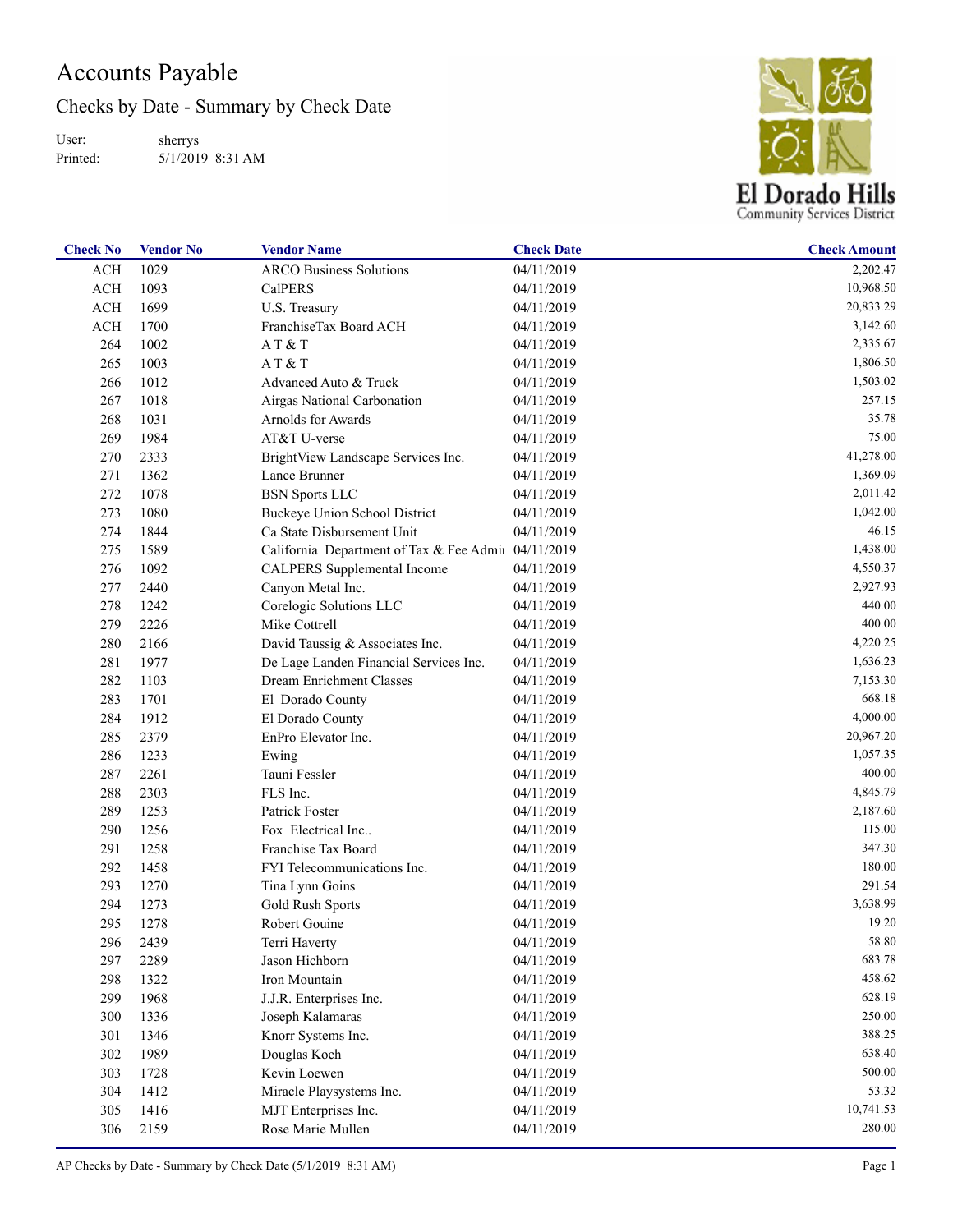# Accounts Payable

## Checks by Date - Summary by Check Date

User: sherrys
Printed: 5/1/2019 8:31 AM

El Dorado Hills Community Services District

| Check No | Vendor No | Vendor Name | Check Date | Check Amount |
|---|---|---|---|---|
| ACH | 1029 | ARCO Business Solutions | 04/11/2019 | 2,202.47 |
| ACH | 1093 | CalPERS | 04/11/2019 | 10,968.50 |
| ACH | 1699 | U.S. Treasury | 04/11/2019 | 20,833.29 |
| ACH | 1700 | FranchiseTax Board ACH | 04/11/2019 | 3,142.60 |
| 264 | 1002 | A T & T | 04/11/2019 | 2,335.67 |
| 265 | 1003 | A T & T | 04/11/2019 | 1,806.50 |
| 266 | 1012 | Advanced Auto & Truck | 04/11/2019 | 1,503.02 |
| 267 | 1018 | Airgas National Carbonation | 04/11/2019 | 257.15 |
| 268 | 1031 | Arnolds for Awards | 04/11/2019 | 35.78 |
| 269 | 1984 | AT&T U-verse | 04/11/2019 | 75.00 |
| 270 | 2333 | BrightView Landscape Services Inc. | 04/11/2019 | 41,278.00 |
| 271 | 1362 | Lance Brunner | 04/11/2019 | 1,369.09 |
| 272 | 1078 | BSN Sports LLC | 04/11/2019 | 2,011.42 |
| 273 | 1080 | Buckeye Union School District | 04/11/2019 | 1,042.00 |
| 274 | 1844 | Ca State Disbursement Unit | 04/11/2019 | 46.15 |
| 275 | 1589 | California Department of Tax & Fee Admin | 04/11/2019 | 1,438.00 |
| 276 | 1092 | CALPERS Supplemental Income | 04/11/2019 | 4,550.37 |
| 277 | 2440 | Canyon Metal Inc. | 04/11/2019 | 2,927.93 |
| 278 | 1242 | Corelogic Solutions LLC | 04/11/2019 | 440.00 |
| 279 | 2226 | Mike Cottrell | 04/11/2019 | 400.00 |
| 280 | 2166 | David Taussig & Associates Inc. | 04/11/2019 | 4,220.25 |
| 281 | 1977 | De Lage Landen Financial Services Inc. | 04/11/2019 | 1,636.23 |
| 282 | 1103 | Dream Enrichment Classes | 04/11/2019 | 7,153.30 |
| 283 | 1701 | El Dorado County | 04/11/2019 | 668.18 |
| 284 | 1912 | El Dorado County | 04/11/2019 | 4,000.00 |
| 285 | 2379 | EnPro Elevator Inc. | 04/11/2019 | 20,967.20 |
| 286 | 1233 | Ewing | 04/11/2019 | 1,057.35 |
| 287 | 2261 | Tauni Fessler | 04/11/2019 | 400.00 |
| 288 | 2303 | FLS Inc. | 04/11/2019 | 4,845.79 |
| 289 | 1253 | Patrick Foster | 04/11/2019 | 2,187.60 |
| 290 | 1256 | Fox Electrical Inc.. | 04/11/2019 | 115.00 |
| 291 | 1258 | Franchise Tax Board | 04/11/2019 | 347.30 |
| 292 | 1458 | FYI Telecommunications Inc. | 04/11/2019 | 180.00 |
| 293 | 1270 | Tina Lynn Goins | 04/11/2019 | 291.54 |
| 294 | 1273 | Gold Rush Sports | 04/11/2019 | 3,638.99 |
| 295 | 1278 | Robert Gouine | 04/11/2019 | 19.20 |
| 296 | 2439 | Terri Haverty | 04/11/2019 | 58.80 |
| 297 | 2289 | Jason Hichborn | 04/11/2019 | 683.78 |
| 298 | 1322 | Iron Mountain | 04/11/2019 | 458.62 |
| 299 | 1968 | J.J.R. Enterprises Inc. | 04/11/2019 | 628.19 |
| 300 | 1336 | Joseph Kalamaras | 04/11/2019 | 250.00 |
| 301 | 1346 | Knorr Systems Inc. | 04/11/2019 | 388.25 |
| 302 | 1989 | Douglas Koch | 04/11/2019 | 638.40 |
| 303 | 1728 | Kevin Loewen | 04/11/2019 | 500.00 |
| 304 | 1412 | Miracle Playsystems Inc. | 04/11/2019 | 53.32 |
| 305 | 1416 | MJT Enterprises Inc. | 04/11/2019 | 10,741.53 |
| 306 | 2159 | Rose Marie Mullen | 04/11/2019 | 280.00 |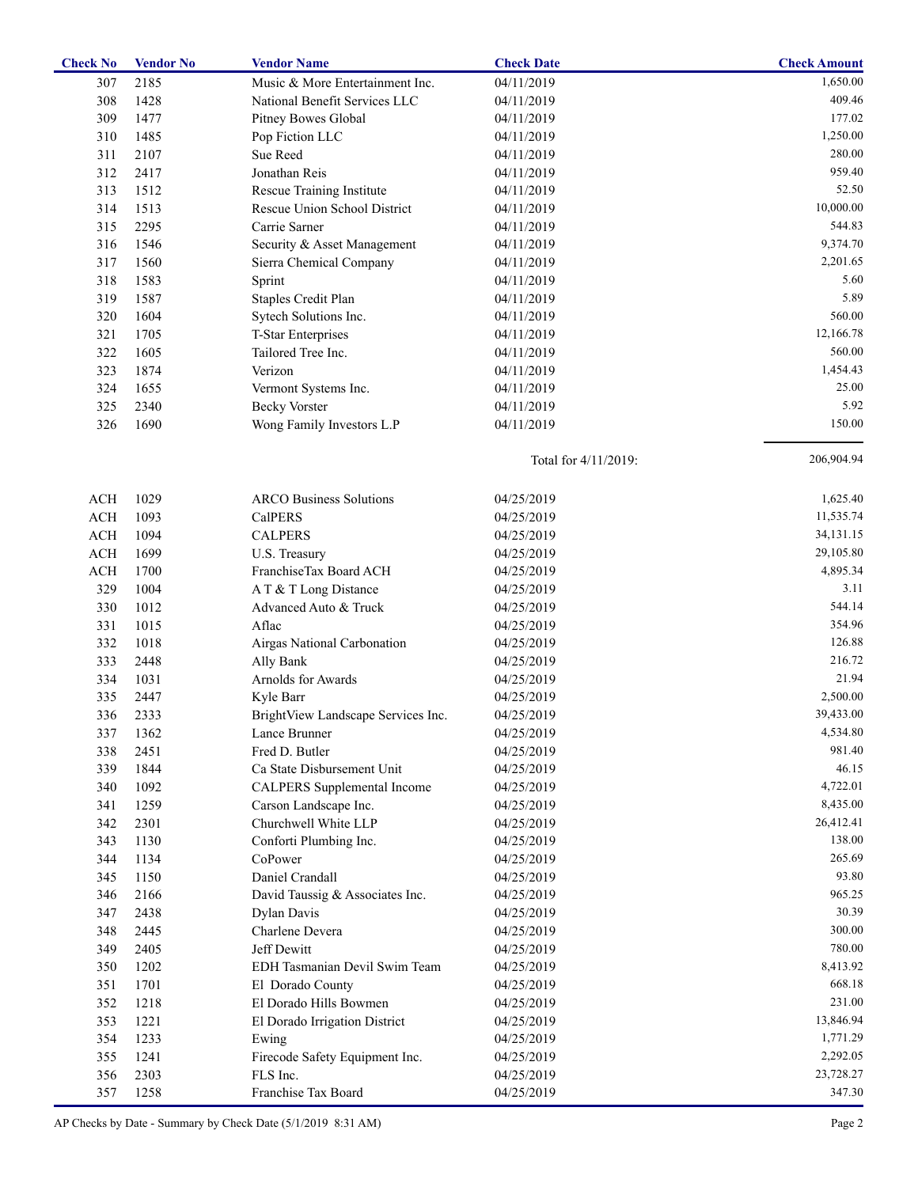| Check No | Vendor No | Vendor Name | Check Date | Check Amount |
|---|---|---|---|---|
| 307 | 2185 | Music & More Entertainment Inc. | 04/11/2019 | 1,650.00 |
| 308 | 1428 | National Benefit Services LLC | 04/11/2019 | 409.46 |
| 309 | 1477 | Pitney Bowes Global | 04/11/2019 | 177.02 |
| 310 | 1485 | Pop Fiction LLC | 04/11/2019 | 1,250.00 |
| 311 | 2107 | Sue Reed | 04/11/2019 | 280.00 |
| 312 | 2417 | Jonathan Reis | 04/11/2019 | 959.40 |
| 313 | 1512 | Rescue Training Institute | 04/11/2019 | 52.50 |
| 314 | 1513 | Rescue Union School District | 04/11/2019 | 10,000.00 |
| 315 | 2295 | Carrie Sarner | 04/11/2019 | 544.83 |
| 316 | 1546 | Security & Asset Management | 04/11/2019 | 9,374.70 |
| 317 | 1560 | Sierra Chemical Company | 04/11/2019 | 2,201.65 |
| 318 | 1583 | Sprint | 04/11/2019 | 5.60 |
| 319 | 1587 | Staples Credit Plan | 04/11/2019 | 5.89 |
| 320 | 1604 | Sytech Solutions Inc. | 04/11/2019 | 560.00 |
| 321 | 1705 | T-Star Enterprises | 04/11/2019 | 12,166.78 |
| 322 | 1605 | Tailored Tree Inc. | 04/11/2019 | 560.00 |
| 323 | 1874 | Verizon | 04/11/2019 | 1,454.43 |
| 324 | 1655 | Vermont Systems Inc. | 04/11/2019 | 25.00 |
| 325 | 2340 | Becky Vorster | 04/11/2019 | 5.92 |
| 326 | 1690 | Wong Family Investors L.P | 04/11/2019 | 150.00 |
| | | | Total for 4/11/2019: | 206,904.94 |
| ACH | 1029 | ARCO Business Solutions | 04/25/2019 | 1,625.40 |
| ACH | 1093 | CalPERS | 04/25/2019 | 11,535.74 |
| ACH | 1094 | CALPERS | 04/25/2019 | 34,131.15 |
| ACH | 1699 | U.S. Treasury | 04/25/2019 | 29,105.80 |
| ACH | 1700 | FranchiseTax Board ACH | 04/25/2019 | 4,895.34 |
| 329 | 1004 | A T & T Long Distance | 04/25/2019 | 3.11 |
| 330 | 1012 | Advanced Auto & Truck | 04/25/2019 | 544.14 |
| 331 | 1015 | Aflac | 04/25/2019 | 354.96 |
| 332 | 1018 | Airgas National Carbonation | 04/25/2019 | 126.88 |
| 333 | 2448 | Ally Bank | 04/25/2019 | 216.72 |
| 334 | 1031 | Arnolds for Awards | 04/25/2019 | 21.94 |
| 335 | 2447 | Kyle Barr | 04/25/2019 | 2,500.00 |
| 336 | 2333 | BrightView Landscape Services Inc. | 04/25/2019 | 39,433.00 |
| 337 | 1362 | Lance Brunner | 04/25/2019 | 4,534.80 |
| 338 | 2451 | Fred D. Butler | 04/25/2019 | 981.40 |
| 339 | 1844 | Ca State Disbursement Unit | 04/25/2019 | 46.15 |
| 340 | 1092 | CALPERS Supplemental Income | 04/25/2019 | 4,722.01 |
| 341 | 1259 | Carson Landscape Inc. | 04/25/2019 | 8,435.00 |
| 342 | 2301 | Churchwell White LLP | 04/25/2019 | 26,412.41 |
| 343 | 1130 | Conforti Plumbing Inc. | 04/25/2019 | 138.00 |
| 344 | 1134 | CoPower | 04/25/2019 | 265.69 |
| 345 | 1150 | Daniel Crandall | 04/25/2019 | 93.80 |
| 346 | 2166 | David Taussig & Associates Inc. | 04/25/2019 | 965.25 |
| 347 | 2438 | Dylan Davis | 04/25/2019 | 30.39 |
| 348 | 2445 | Charlene Devera | 04/25/2019 | 300.00 |
| 349 | 2405 | Jeff Dewitt | 04/25/2019 | 780.00 |
| 350 | 1202 | EDH Tasmanian Devil Swim Team | 04/25/2019 | 8,413.92 |
| 351 | 1701 | El Dorado County | 04/25/2019 | 668.18 |
| 352 | 1218 | El Dorado Hills Bowmen | 04/25/2019 | 231.00 |
| 353 | 1221 | El Dorado Irrigation District | 04/25/2019 | 13,846.94 |
| 354 | 1233 | Ewing | 04/25/2019 | 1,771.29 |
| 355 | 1241 | Firecode Safety Equipment Inc. | 04/25/2019 | 2,292.05 |
| 356 | 2303 | FLS Inc. | 04/25/2019 | 23,728.27 |
| 357 | 1258 | Franchise Tax Board | 04/25/2019 | 347.30 |

AP Checks by Date - Summary by Check Date (5/1/2019 8:31 AM)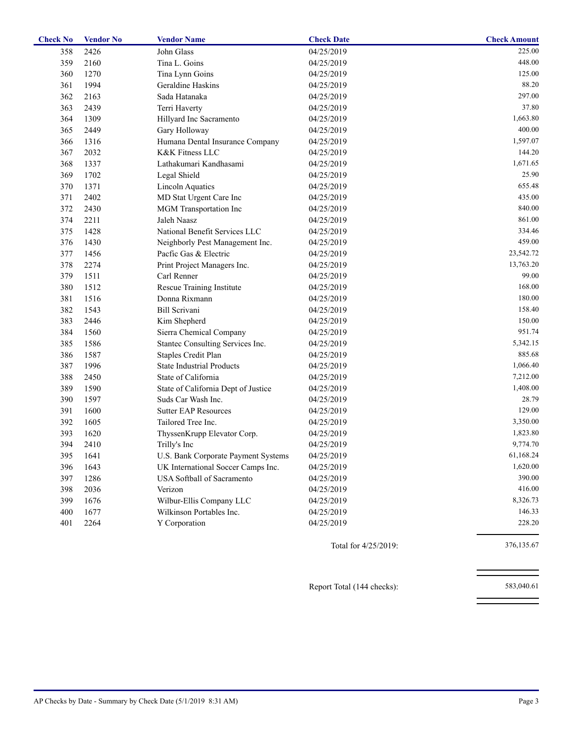| Check No | Vendor No | Vendor Name | Check Date | Check Amount |
|---|---|---|---|---|
| 358 | 2426 | John Glass | 04/25/2019 | 225.00 |
| 359 | 2160 | Tina L. Goins | 04/25/2019 | 448.00 |
| 360 | 1270 | Tina Lynn Goins | 04/25/2019 | 125.00 |
| 361 | 1994 | Geraldine Haskins | 04/25/2019 | 88.20 |
| 362 | 2163 | Sada Hatanaka | 04/25/2019 | 297.00 |
| 363 | 2439 | Terri Haverty | 04/25/2019 | 37.80 |
| 364 | 1309 | Hillyard Inc Sacramento | 04/25/2019 | 1,663.80 |
| 365 | 2449 | Gary Holloway | 04/25/2019 | 400.00 |
| 366 | 1316 | Humana Dental Insurance Company | 04/25/2019 | 1,597.07 |
| 367 | 2032 | K&K Fitness LLC | 04/25/2019 | 144.20 |
| 368 | 1337 | Lathakumari Kandhasami | 04/25/2019 | 1,671.65 |
| 369 | 1702 | Legal Shield | 04/25/2019 | 25.90 |
| 370 | 1371 | Lincoln Aquatics | 04/25/2019 | 655.48 |
| 371 | 2402 | MD Stat Urgent Care Inc | 04/25/2019 | 435.00 |
| 372 | 2430 | MGM Transportation Inc | 04/25/2019 | 840.00 |
| 374 | 2211 | Jaleh Naasz | 04/25/2019 | 861.00 |
| 375 | 1428 | National Benefit Services LLC | 04/25/2019 | 334.46 |
| 376 | 1430 | Neighborly Pest Management Inc. | 04/25/2019 | 459.00 |
| 377 | 1456 | Pacfic Gas & Electric | 04/25/2019 | 23,542.72 |
| 378 | 2274 | Print Project Managers Inc. | 04/25/2019 | 13,763.20 |
| 379 | 1511 | Carl Renner | 04/25/2019 | 99.00 |
| 380 | 1512 | Rescue Training Institute | 04/25/2019 | 168.00 |
| 381 | 1516 | Donna Rixmann | 04/25/2019 | 180.00 |
| 382 | 1543 | Bill Scrivani | 04/25/2019 | 158.40 |
| 383 | 2446 | Kim Shepherd | 04/25/2019 | 150.00 |
| 384 | 1560 | Sierra Chemical Company | 04/25/2019 | 951.74 |
| 385 | 1586 | Stantec Consulting Services Inc. | 04/25/2019 | 5,342.15 |
| 386 | 1587 | Staples Credit Plan | 04/25/2019 | 885.68 |
| 387 | 1996 | State Industrial Products | 04/25/2019 | 1,066.40 |
| 388 | 2450 | State of California | 04/25/2019 | 7,212.00 |
| 389 | 1590 | State of California Dept of Justice | 04/25/2019 | 1,408.00 |
| 390 | 1597 | Suds Car Wash Inc. | 04/25/2019 | 28.79 |
| 391 | 1600 | Sutter EAP Resources | 04/25/2019 | 129.00 |
| 392 | 1605 | Tailored Tree Inc. | 04/25/2019 | 3,350.00 |
| 393 | 1620 | ThyssenKrupp Elevator Corp. | 04/25/2019 | 1,823.80 |
| 394 | 2410 | Trilly's Inc | 04/25/2019 | 9,774.70 |
| 395 | 1641 | U.S. Bank Corporate Payment Systems | 04/25/2019 | 61,168.24 |
| 396 | 1643 | UK International Soccer Camps Inc. | 04/25/2019 | 1,620.00 |
| 397 | 1286 | USA Softball of Sacramento | 04/25/2019 | 390.00 |
| 398 | 2036 | Verizon | 04/25/2019 | 416.00 |
| 399 | 1676 | Wilbur-Ellis Company LLC | 04/25/2019 | 8,326.73 |
| 400 | 1677 | Wilkinson Portables Inc. | 04/25/2019 | 146.33 |
| 401 | 2264 | Y Corporation | 04/25/2019 | 228.20 |
| | | | Total for 4/25/2019: | 376,135.67 |
| | | | Report Total (144 checks): | 583,040.61 |

AP Checks by Date - Summary by Check Date (5/1/2019 8:31 AM)